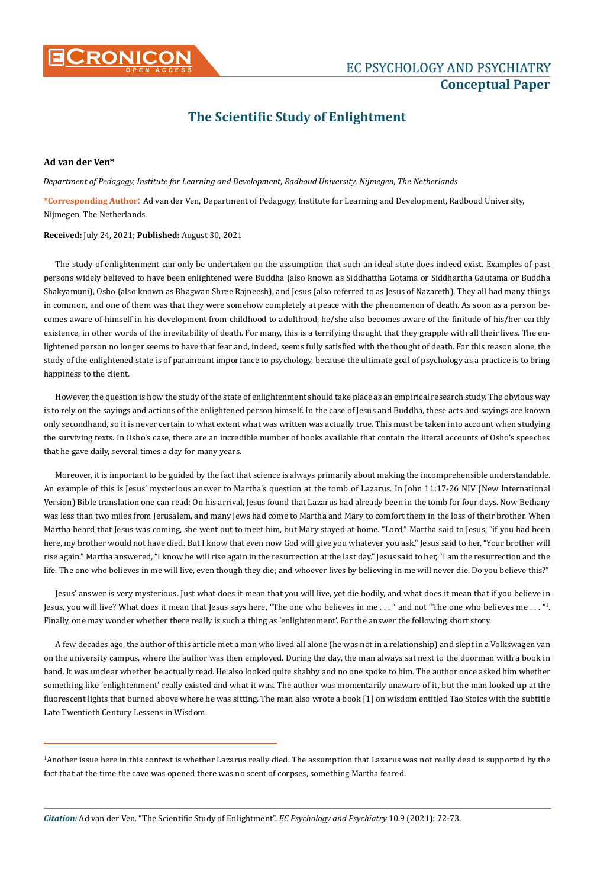# The Scientific Study of Enlightment

**Ad van der Ven***

*Department of Pedagogy, Institute for Learning and Development, Radboud University, Nijmegen, The Netherlands*

**\*Corresponding Author**: Ad van der Ven, Department of Pedagogy, Institute for Learning and Development, Radboud University, Nijmegen, The Netherlands.

**Received:** July 24, 2021; **Published:** August 30, 2021

The study of enlightenment can only be undertaken on the assumption that such an ideal state does indeed exist. Examples of past persons widely believed to have been enlightened were Buddha (also known as Siddhattha Gotama or Siddhartha Gautama or Buddha Shakyamuni), Osho (also known as Bhagwan Shree Rajneesh), and Jesus (also referred to as Jesus of Nazareth). They all had many things in common, and one of them was that they were somehow completely at peace with the phenomenon of death. As soon as a person becomes aware of himself in his development from childhood to adulthood, he/she also becomes aware of the finitude of his/her earthly existence, in other words of the inevitability of death. For many, this is a terrifying thought that they grapple with all their lives. The enlightened person no longer seems to have that fear and, indeed, seems fully satisfied with the thought of death. For this reason alone, the study of the enlightened state is of paramount importance to psychology, because the ultimate goal of psychology as a practice is to bring happiness to the client.

However, the question is how the study of the state of enlightenment should take place as an empirical research study. The obvious way is to rely on the sayings and actions of the enlightened person himself. In the case of Jesus and Buddha, these acts and sayings are known only secondhand, so it is never certain to what extent what was written was actually true. This must be taken into account when studying the surviving texts. In Osho's case, there are an incredible number of books available that contain the literal accounts of Osho's speeches that he gave daily, several times a day for many years.

Moreover, it is important to be guided by the fact that science is always primarily about making the incomprehensible understandable. An example of this is Jesus' mysterious answer to Martha's question at the tomb of Lazarus. In John 11:17-26 NIV (New International Version) Bible translation one can read: On his arrival, Jesus found that Lazarus had already been in the tomb for four days. Now Bethany was less than two miles from Jerusalem, and many Jews had come to Martha and Mary to comfort them in the loss of their brother. When Martha heard that Jesus was coming, she went out to meet him, but Mary stayed at home. "Lord," Martha said to Jesus, "if you had been here, my brother would not have died. But I know that even now God will give you whatever you ask." Jesus said to her, "Your brother will rise again." Martha answered, "I know he will rise again in the resurrection at the last day." Jesus said to her, "I am the resurrection and the life. The one who believes in me will live, even though they die; and whoever lives by believing in me will never die. Do you believe this?"

Jesus' answer is very mysterious. Just what does it mean that you will live, yet die bodily, and what does it mean that if you believe in Jesus, you will live? What does it mean that Jesus says here, 'The one who believes in me . . . " and not "The one who believes me . . . "[1]. Finally, one may wonder whether there really is such a thing as 'enlightenment'. For the answer the following short story.

A few decades ago, the author of this article met a man who lived all alone (he was not in a relationship) and slept in a Volkswagen van on the university campus, where the author was then employed. During the day, the man always sat next to the doorman with a book in hand. It was unclear whether he actually read. He also looked quite shabby and no one spoke to him. The author once asked him whether something like 'enlightenment' really existed and what it was. The author was momentarily unaware of it, but the man looked up at the fluorescent lights that burned above where he was sitting. The man also wrote a book [1] on wisdom entitled Tao Stoics with the subtitle Late Twentieth Century Lessens in Wisdom.

---

[1]Another issue here in this context is whether Lazarus really died. The assumption that Lazarus was not really dead is supported by the fact that at the time the cave was opened there was no scent of corpses, something Martha feared.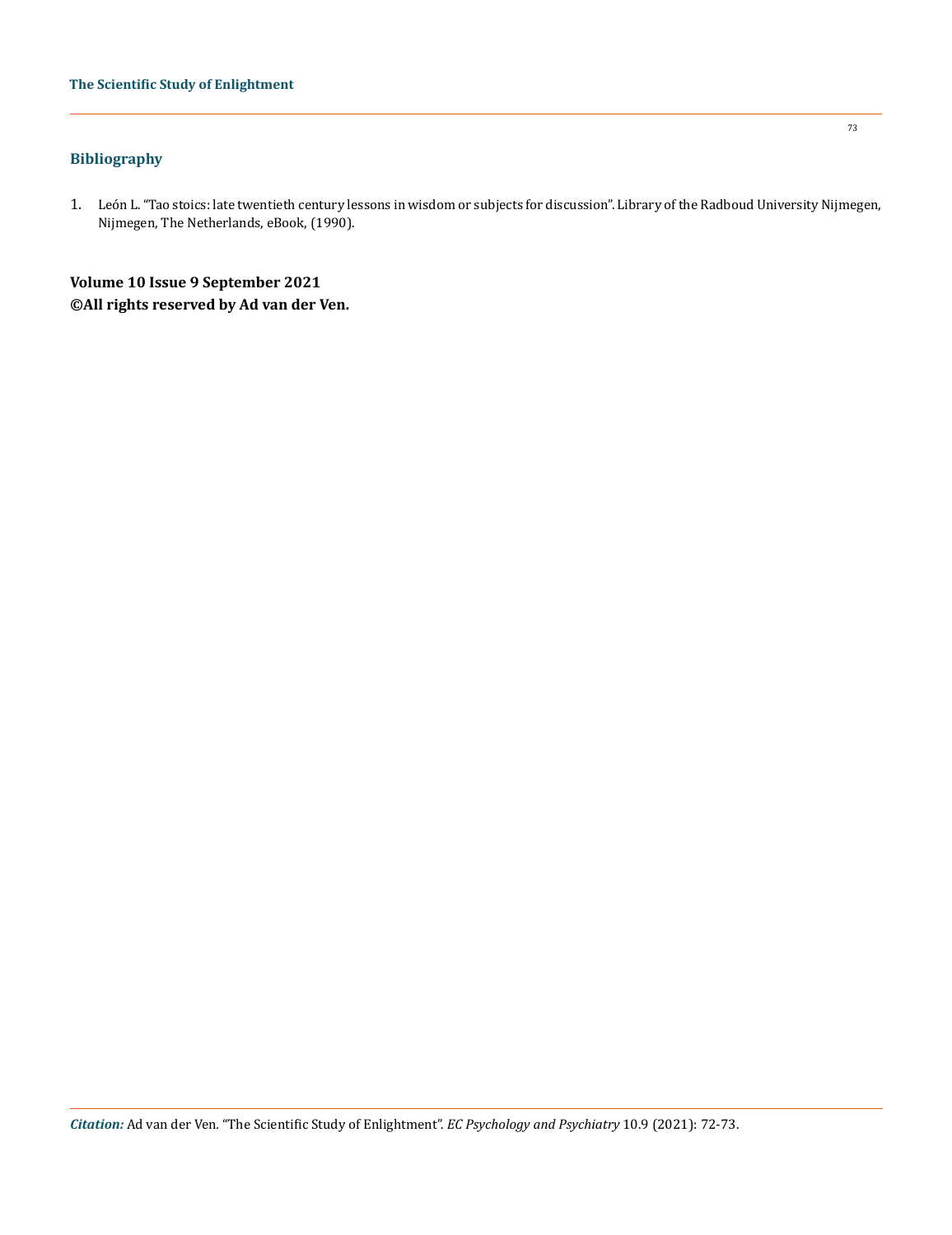## Bibliography

1. León L. "Tao stoics: late twentieth century lessons in wisdom or subjects for discussion". Library of the Radboud University Nijmegen, Nijmegen, The Netherlands, eBook, (1990).

**Volume 10 Issue 9 September 2021**
**©All rights reserved by Ad van der Ven.**